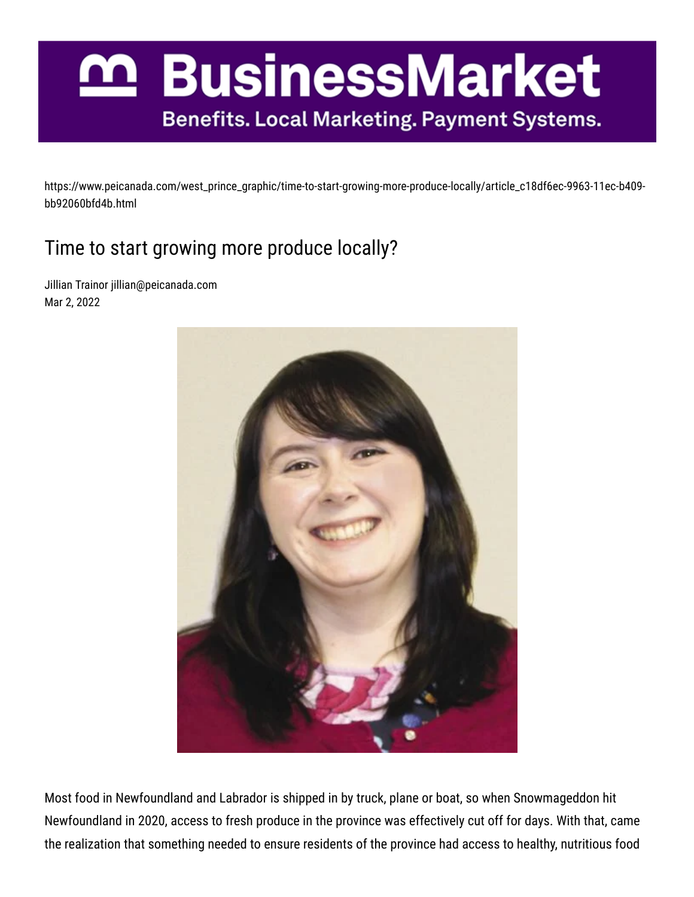https://www.peicanada.com/west_prince_graphic/time-to-start-growing-more-produce-locally/article_c18df6ec-9963-11ec-b409-bb92060bfd4b.html

# Time to start growing more produce locally?

Jillian Trainor jillian@peicanada.com
Mar 2, 2022

Most food in Newfoundland and Labrador is shipped in by truck, plane or boat, so when Snowmageddon hit Newfoundland in 2020, access to fresh produce in the province was effectively cut off for days. With that, came the realization that something needed to ensure residents of the province had access to healthy, nutritious food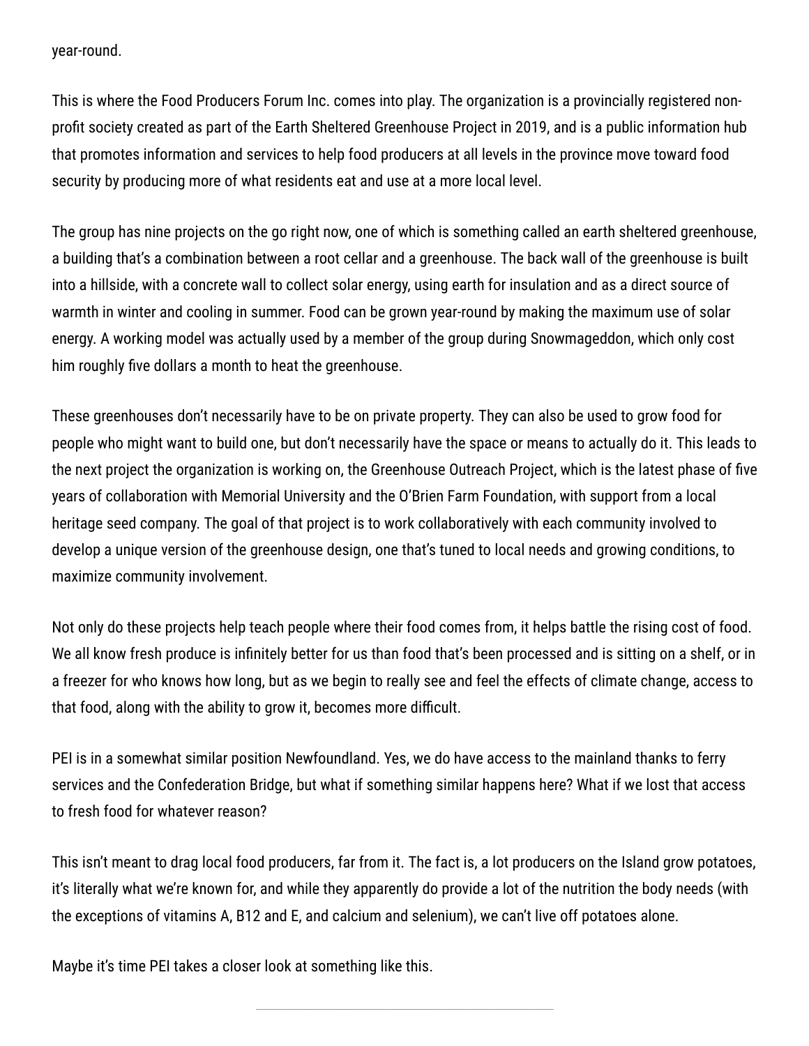year-round.

This is where the Food Producers Forum Inc. comes into play. The organization is a provincially registered non-profit society created as part of the Earth Sheltered Greenhouse Project in 2019, and is a public information hub that promotes information and services to help food producers at all levels in the province move toward food security by producing more of what residents eat and use at a more local level.

The group has nine projects on the go right now, one of which is something called an earth sheltered greenhouse, a building that's a combination between a root cellar and a greenhouse. The back wall of the greenhouse is built into a hillside, with a concrete wall to collect solar energy, using earth for insulation and as a direct source of warmth in winter and cooling in summer. Food can be grown year-round by making the maximum use of solar energy. A working model was actually used by a member of the group during Snowmageddon, which only cost him roughly five dollars a month to heat the greenhouse.

These greenhouses don't necessarily have to be on private property. They can also be used to grow food for people who might want to build one, but don't necessarily have the space or means to actually do it. This leads to the next project the organization is working on, the Greenhouse Outreach Project, which is the latest phase of five years of collaboration with Memorial University and the O'Brien Farm Foundation, with support from a local heritage seed company. The goal of that project is to work collaboratively with each community involved to develop a unique version of the greenhouse design, one that's tuned to local needs and growing conditions, to maximize community involvement.

Not only do these projects help teach people where their food comes from, it helps battle the rising cost of food. We all know fresh produce is infinitely better for us than food that's been processed and is sitting on a shelf, or in a freezer for who knows how long, but as we begin to really see and feel the effects of climate change, access to that food, along with the ability to grow it, becomes more difficult.

PEI is in a somewhat similar position Newfoundland. Yes, we do have access to the mainland thanks to ferry services and the Confederation Bridge, but what if something similar happens here? What if we lost that access to fresh food for whatever reason?

This isn't meant to drag local food producers, far from it. The fact is, a lot producers on the Island grow potatoes, it's literally what we're known for, and while they apparently do provide a lot of the nutrition the body needs (with the exceptions of vitamins A, B12 and E, and calcium and selenium), we can't live off potatoes alone.

Maybe it's time PEI takes a closer look at something like this.